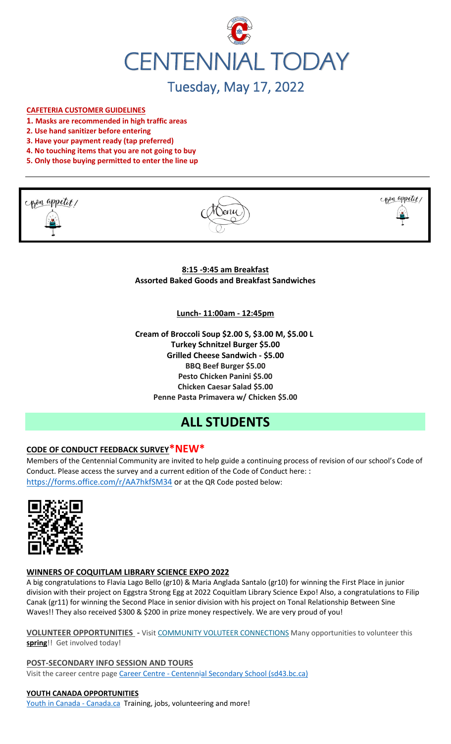# CENTENNIAL TODAY

## Tuesday, May 17, 2022

**CAFETERIA CUSTOMER GUIDELINES**

1. **Masks are recommended in high traffic areas**
2. **Use hand sanitizer before entering**
3. **Have your payment ready (tap preferred)**
4. **No touching items that you are not going to buy**
5. **Only those buying permitted to enter the line up**

Bon appetit! Menu Bon appetit!

**8:15 -9:45 am Breakfast**
**Assorted Baked Goods and Breakfast Sandwiches**

**Lunch- 11:00am - 12:45pm**

**Cream of Broccoli Soup $2.00 S, $3.00 M, $5.00 L**
**Turkey Schnitzel Burger $5.00**
**Grilled Cheese Sandwich - $5.00**
**BBQ Beef Burger $5.00**
**Pesto Chicken Panini $5.00**
**Chicken Caesar Salad $5.00**
**Penne Pasta Primavera w/ Chicken $5.00**

# ALL STUDENTS

### CODE OF CONDUCT FEEDBACK SURVEY*NEW*

Members of the Centennial Community are invited to help guide a continuing process of revision of our school's Code of Conduct. Please access the survey and a current edition of the Code of Conduct here: : https://forms.office.com/r/AA7hkfSM34 or at the QR Code posted below:

### WINNERS OF COQUITLAM LIBRARY SCIENCE EXPO 2022

A big congratulations to Flavia Lago Bello (gr10) & Maria Anglada Santalo (gr10) for winning the First Place in junior division with their project on Eggstra Strong Egg at 2022 Coquitlam Library Science Expo! Also, a congratulations to Filip Canak (gr11) for winning the Second Place in senior division with his project on Tonal Relationship Between Sine Waves!! They also received $300 & $200 in prize money respectively. We are very proud of you!

**VOLUNTEER OPPORTUNITIES** - Visit COMMUNITY VOLUTEER CONNECTIONS Many opportunities to volunteer this **spring**!! Get involved today!

**POST-SECONDARY INFO SESSION AND TOURS**
Visit the career centre page Career Centre - Centennial Secondary School (sd43.bc.ca)

**YOUTH CANADA OPPORTUNITIES**
Youth in Canada - Canada.ca Training, jobs, volunteering and more!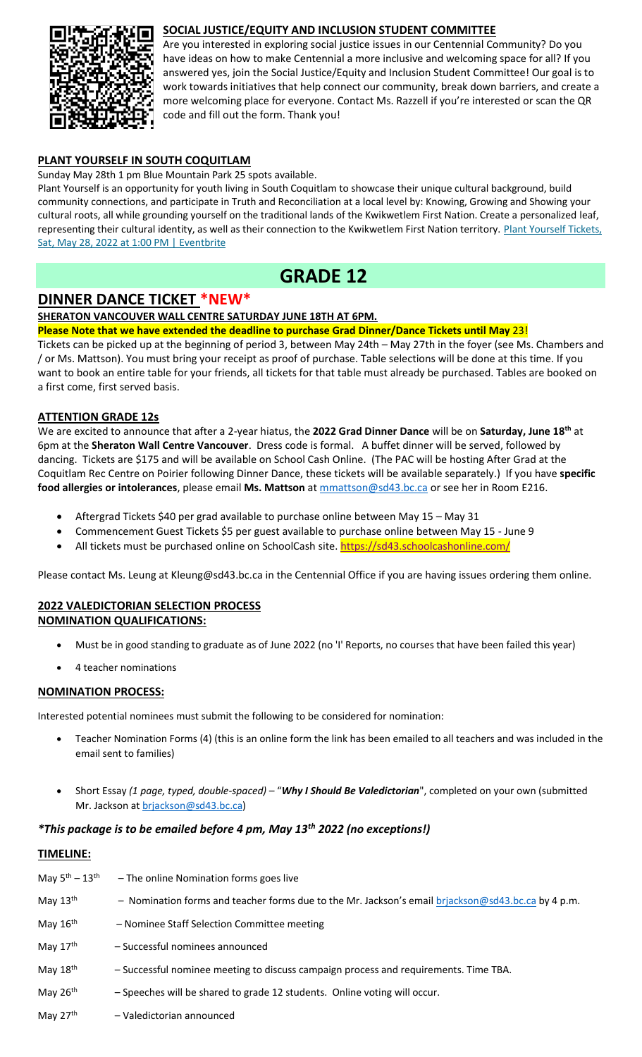### SOCIAL JUSTICE/EQUITY AND INCLUSION STUDENT COMMITTEE

Are you interested in exploring social justice issues in our Centennial Community? Do you have ideas on how to make Centennial a more inclusive and welcoming space for all? If you answered yes, join the Social Justice/Equity and Inclusion Student Committee! Our goal is to work towards initiatives that help connect our community, break down barriers, and create a more welcoming place for everyone. Contact Ms. Razzell if you're interested or scan the QR code and fill out the form. Thank you!

### PLANT YOURSELF IN SOUTH COQUITLAM

Sunday May 28th 1 pm Blue Mountain Park 25 spots available.

Plant Yourself is an opportunity for youth living in South Coquitlam to showcase their unique cultural background, build community connections, and participate in Truth and Reconciliation at a local level by: Knowing, Growing and Showing your cultural roots, all while grounding yourself on the traditional lands of the Kwikwetlem First Nation. Create a personalized leaf, representing their cultural identity, as well as their connection to the Kwikwetlem First Nation territory. Plant Yourself Tickets, Sat, May 28, 2022 at 1:00 PM | Eventbrite

# GRADE 12

## DINNER DANCE TICKET *NEW*

**SHERATON VANCOUVER WALL CENTRE SATURDAY JUNE 18TH AT 6PM.**

**Please Note that we have extended the deadline to purchase Grad Dinner/Dance Tickets until May 23!**

Tickets can be picked up at the beginning of period 3, between May 24th – May 27th in the foyer (see Ms. Chambers and / or Ms. Mattson). You must bring your receipt as proof of purchase. Table selections will be done at this time. If you want to book an entire table for your friends, all tickets for that table must already be purchased. Tables are booked on a first come, first served basis.

### ATTENTION GRADE 12s

We are excited to announce that after a 2-year hiatus, the **2022 Grad Dinner Dance** will be on **Saturday, June 18th** at 6pm at the **Sheraton Wall Centre Vancouver**. Dress code is formal. A buffet dinner will be served, followed by dancing. Tickets are $175 and will be available on School Cash Online. (The PAC will be hosting After Grad at the Coquitlam Rec Centre on Poirier following Dinner Dance, these tickets will be available separately.) If you have **specific food allergies or intolerances**, please email **Ms. Mattson** at mmattson@sd43.bc.ca or see her in Room E216.

- Aftergrad Tickets $40 per grad available to purchase online between May 15 – May 31
- Commencement Guest Tickets $5 per guest available to purchase online between May 15 - June 9
- All tickets must be purchased online on SchoolCash site. https://sd43.schoolcashonline.com/

Please contact Ms. Leung at Kleung@sd43.bc.ca in the Centennial Office if you are having issues ordering them online.

### 2022 VALEDICTORIAN SELECTION PROCESS
### NOMINATION QUALIFICATIONS:

- Must be in good standing to graduate as of June 2022 (no 'I' Reports, no courses that have been failed this year)
- 4 teacher nominations

### NOMINATION PROCESS:

Interested potential nominees must submit the following to be considered for nomination:

- Teacher Nomination Forms (4) (this is an online form the link has been emailed to all teachers and was included in the email sent to families)
- Short Essay *(1 page, typed, double-spaced)* – "***Why I Should Be Valedictorian***", completed on your own (submitted Mr. Jackson at brjackson@sd43.bc.ca)

***\*This package is to be emailed before 4 pm, May 13th 2022 (no exceptions!)***

### TIMELINE:

May 5th – 13th – The online Nomination forms goes live

May 13th – Nomination forms and teacher forms due to the Mr. Jackson's email brjackson@sd43.bc.ca by 4 p.m.

May 16th – Nominee Staff Selection Committee meeting

May 17th – Successful nominees announced

May 18th – Successful nominee meeting to discuss campaign process and requirements. Time TBA.

May 26th – Speeches will be shared to grade 12 students. Online voting will occur.

May 27th – Valedictorian announced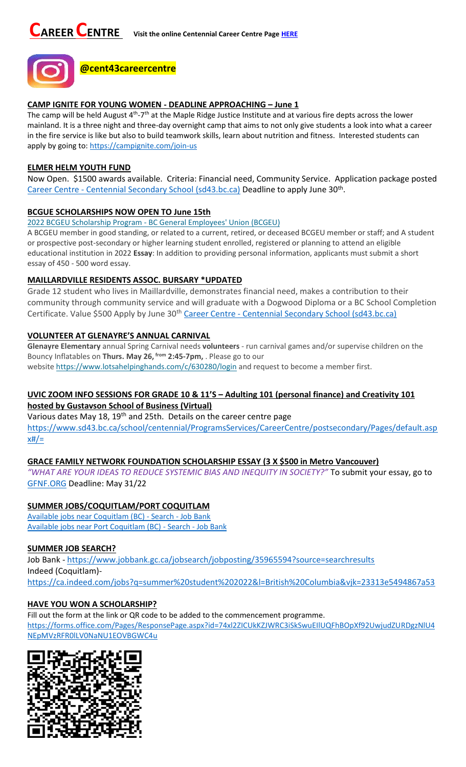# CAREER CENTRE

**Visit the online Centennial Career Centre Page HERE**

**@cent43careercentre**

### CAMP IGNITE FOR YOUNG WOMEN - DEADLINE APPROACHING – June 1

The camp will be held August 4th-7th at the Maple Ridge Justice Institute and at various fire depts across the lower mainland. It is a three night and three-day overnight camp that aims to not only give students a look into what a career in the fire service is like but also to build teamwork skills, learn about nutrition and fitness. Interested students can apply by going to: https://campignite.com/join-us

### ELMER HELM YOUTH FUND

Now Open. $1500 awards available. Criteria: Financial need, Community Service. Application package posted Career Centre - Centennial Secondary School (sd43.bc.ca) Deadline to apply June 30th.

### BCGUE SCHOLARSHIPS NOW OPEN TO June 15th

2022 BCGEU Scholarship Program - BC General Employees' Union (BCGEU)

A BCGEU member in good standing, or related to a current, retired, or deceased BCGEU member or staff; and A student or prospective post-secondary or higher learning student enrolled, registered or planning to attend an eligible educational institution in 2022 **Essay**: In addition to providing personal information, applicants must submit a short essay of 450 - 500 word essay.

### MAILLARDVILLE RESIDENTS ASSOC. BURSARY *UPDATED

Grade 12 student who lives in Maillardville, demonstrates financial need, makes a contribution to their community through community service and will graduate with a Dogwood Diploma or a BC School Completion Certificate. Value $500 Apply by June 30th Career Centre - Centennial Secondary School (sd43.bc.ca)

### VOLUNTEER AT GLENAYRE'S ANNUAL CARNIVAL

**Glenayre Elementary** annual Spring Carnival needs **volunteers** - run carnival games and/or supervise children on the Bouncy Inflatables on **Thurs. May 26, from 2:45-7pm,** . Please go to our website https://www.lotsahelpinghands.com/c/630280/login and request to become a member first.

### UVIC ZOOM INFO SESSIONS FOR GRADE 10 & 11'S – Adulting 101 (personal finance) and Creativity 101 hosted by Gustavson School of Business (Virtual)

Various dates May 18, 19th and 25th. Details on the career centre page https://www.sd43.bc.ca/school/centennial/ProgramsServices/CareerCentre/postsecondary/Pages/default.aspx#/=

### GRACE FAMILY NETWORK FOUNDATION SCHOLARSHIP ESSAY (3 X $500 in Metro Vancouver)

*"WHAT ARE YOUR IDEAS TO REDUCE SYSTEMIC BIAS AND INEQUITY IN SOCIETY?"* To submit your essay, go to GFNF.ORG Deadline: May 31/22

### SUMMER JOBS/COQUITLAM/PORT COQUITLAM

Available jobs near Coquitlam (BC) - Search - Job Bank
Available jobs near Port Coquitlam (BC) - Search - Job Bank

### SUMMER JOB SEARCH?

Job Bank - https://www.jobbank.gc.ca/jobsearch/jobposting/35965594?source=searchresults
Indeed (Coquitlam)-
https://ca.indeed.com/jobs?q=summer%20student%202022&l=British%20Columbia&vjk=23313e5494867a53

### HAVE YOU WON A SCHOLARSHIP?

Fill out the form at the link or QR code to be added to the commencement programme.
https://forms.office.com/Pages/ResponsePage.aspx?id=74xl2ZICUkKZJWRC3iSkSwuEIlUQFhBOpXf92UwjudZURDgzNlU4NEpMVzRFR0lLV0NaNU1EOVBGWC4u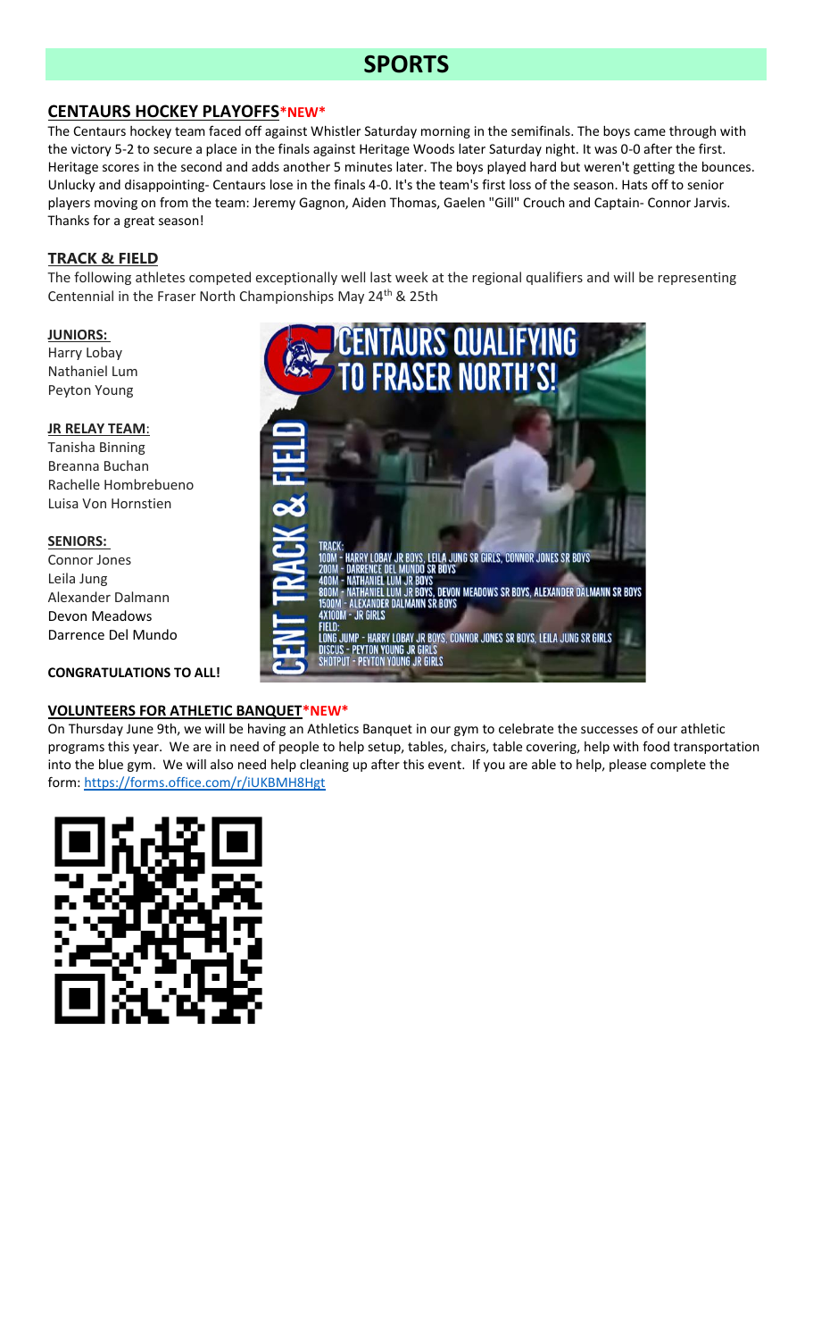# SPORTS

## CENTAURS HOCKEY PLAYOFFS*NEW*

The Centaurs hockey team faced off against Whistler Saturday morning in the semifinals. The boys came through with the victory 5-2 to secure a place in the finals against Heritage Woods later Saturday night. It was 0-0 after the first. Heritage scores in the second and adds another 5 minutes later. The boys played hard but weren't getting the bounces. Unlucky and disappointing- Centaurs lose in the finals 4-0. It's the team's first loss of the season. Hats off to senior players moving on from the team: Jeremy Gagnon, Aiden Thomas, Gaelen "Gill" Crouch and Captain- Connor Jarvis. Thanks for a great season!

## TRACK & FIELD

The following athletes competed exceptionally well last week at the regional qualifiers and will be representing Centennial in the Fraser North Championships May 24th & 25th

**JUNIORS:**
Harry Lobay
Nathaniel Lum
Peyton Young

**JR RELAY TEAM**:
Tanisha Binning
Breanna Buchan
Rachelle Hombrebueno
Luisa Von Hornstien

**SENIORS:**
Connor Jones
Leila Jung
Alexander Dalmann
Devon Meadows
Darrence Del Mundo

**CONGRATULATIONS TO ALL!**

CENTAURS QUALIFYING TO FRASER NORTH'S!

CENT TRACK & FIELD

TRACK:
100M - HARRY LOBAY JR BOYS, LEILA JUNG SR GIRLS, CONNOR JONES SR BOYS
200M - DARRENCE DEL MUNDO SR BOYS
400M - NATHANIEL LUM JR BOYS
800M - NATHANIEL LUM JR BOYS, DEVON MEADOWS SR BOYS, ALEXANDER DALMANN SR BOYS
1500M - ALEXANDER DALMANN SR BOYS
4X100M - JR GIRLS
FIELD:
LONG JUMP - HARRY LOBAY JR BOYS, CONNOR JONES SR BOYS, LEILA JUNG SR GIRLS
DISCUS - PEYTON YOUNG JR GIRLS
SHOTPUT - PEYTON YOUNG JR GIRLS

## VOLUNTEERS FOR ATHLETIC BANQUET*NEW*

On Thursday June 9th, we will be having an Athletics Banquet in our gym to celebrate the successes of our athletic programs this year. We are in need of people to help setup, tables, chairs, table covering, help with food transportation into the blue gym. We will also need help cleaning up after this event. If you are able to help, please complete the form: https://forms.office.com/r/iUKBMH8Hgt